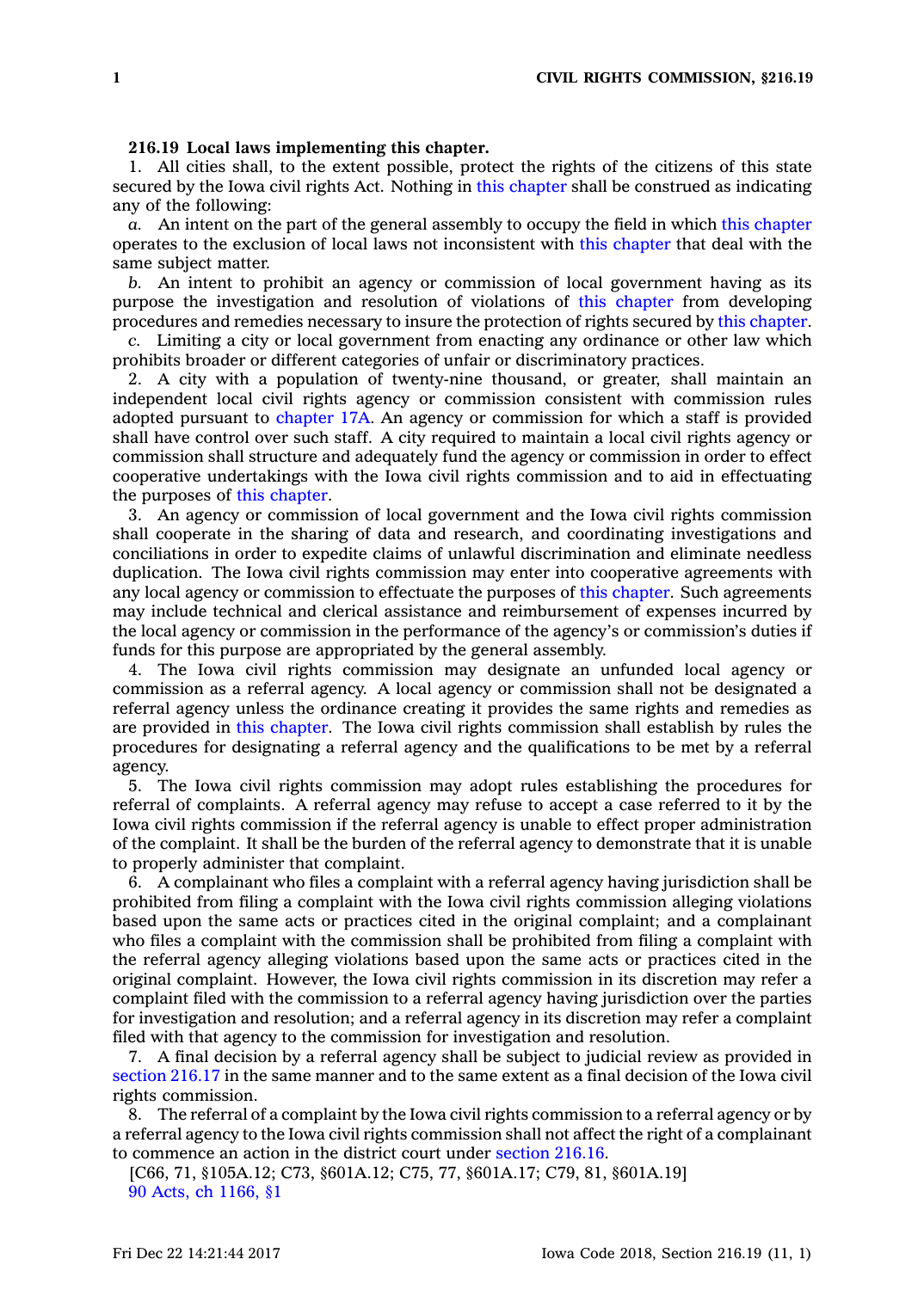**216.19 Local laws implementing this chapter.**

1. All cities shall, to the extent possible, protect the rights of the citizens of this state secured by the Iowa civil rights Act. Nothing in this chapter shall be construed as indicating any of the following:

*a.* An intent on the part of the general assembly to occupy the field in which this chapter operates to the exclusion of local laws not inconsistent with this chapter that deal with the same subject matter.

*b.* An intent to prohibit an agency or commission of local government having as its purpose the investigation and resolution of violations of this chapter from developing procedures and remedies necessary to insure the protection of rights secured by this chapter.

*c.* Limiting a city or local government from enacting any ordinance or other law which prohibits broader or different categories of unfair or discriminatory practices.

2. A city with a population of twenty-nine thousand, or greater, shall maintain an independent local civil rights agency or commission consistent with commission rules adopted pursuant to chapter 17A. An agency or commission for which a staff is provided shall have control over such staff. A city required to maintain a local civil rights agency or commission shall structure and adequately fund the agency or commission in order to effect cooperative undertakings with the Iowa civil rights commission and to aid in effectuating the purposes of this chapter.

3. An agency or commission of local government and the Iowa civil rights commission shall cooperate in the sharing of data and research, and coordinating investigations and conciliations in order to expedite claims of unlawful discrimination and eliminate needless duplication. The Iowa civil rights commission may enter into cooperative agreements with any local agency or commission to effectuate the purposes of this chapter. Such agreements may include technical and clerical assistance and reimbursement of expenses incurred by the local agency or commission in the performance of the agency's or commission's duties if funds for this purpose are appropriated by the general assembly.

4. The Iowa civil rights commission may designate an unfunded local agency or commission as a referral agency. A local agency or commission shall not be designated a referral agency unless the ordinance creating it provides the same rights and remedies as are provided in this chapter. The Iowa civil rights commission shall establish by rules the procedures for designating a referral agency and the qualifications to be met by a referral agency.

5. The Iowa civil rights commission may adopt rules establishing the procedures for referral of complaints. A referral agency may refuse to accept a case referred to it by the Iowa civil rights commission if the referral agency is unable to effect proper administration of the complaint. It shall be the burden of the referral agency to demonstrate that it is unable to properly administer that complaint.

6. A complainant who files a complaint with a referral agency having jurisdiction shall be prohibited from filing a complaint with the Iowa civil rights commission alleging violations based upon the same acts or practices cited in the original complaint; and a complainant who files a complaint with the commission shall be prohibited from filing a complaint with the referral agency alleging violations based upon the same acts or practices cited in the original complaint. However, the Iowa civil rights commission in its discretion may refer a complaint filed with the commission to a referral agency having jurisdiction over the parties for investigation and resolution; and a referral agency in its discretion may refer a complaint filed with that agency to the commission for investigation and resolution.

7. A final decision by a referral agency shall be subject to judicial review as provided in section 216.17 in the same manner and to the same extent as a final decision of the Iowa civil rights commission.

8. The referral of a complaint by the Iowa civil rights commission to a referral agency or by a referral agency to the Iowa civil rights commission shall not affect the right of a complainant to commence an action in the district court under section 216.16.

[C66, 71, §105A.12; C73, §601A.12; C75, 77, §601A.17; C79, 81, §601A.19]

90 Acts, ch 1166, §1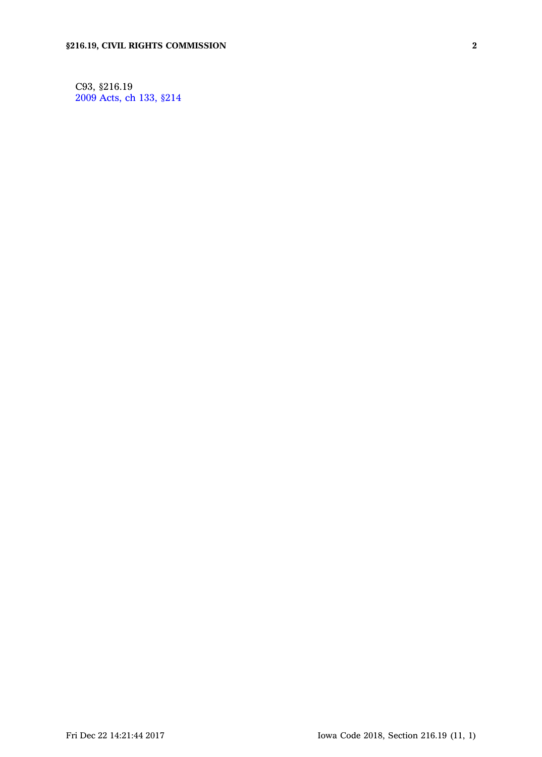C93, §216.19
2009 Acts, ch 133, §214